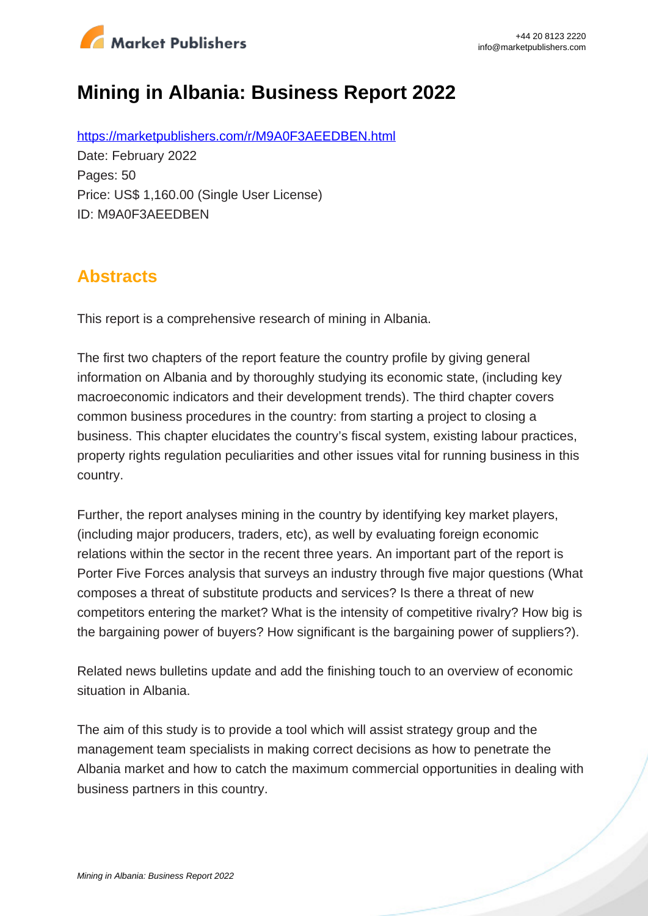# Mining in Albania: Business Report 2022

https://marketpublishers.com/r/M9A0F3AEEDBEN.html

Date: February 2022

Pages: 50

Price: US$ 1,160.00 (Single User License)

ID: M9A0F3AEEDBEN

## Abstracts

This report is a comprehensive research of mining in Albania.

The first two chapters of the report feature the country profile by giving general information on Albania and by thoroughly studying its economic state, (including key macroeconomic indicators and their development trends). The third chapter covers common business procedures in the country: from starting a project to closing a business. This chapter elucidates the country's fiscal system, existing labour practices, property rights regulation peculiarities and other issues vital for running business in this country.

Further, the report analyses mining in the country by identifying key market players, (including major producers, traders, etc), as well by evaluating foreign economic relations within the sector in the recent three years. An important part of the report is Porter Five Forces analysis that surveys an industry through five major questions (What composes a threat of substitute products and services? Is there a threat of new competitors entering the market? What is the intensity of competitive rivalry? How big is the bargaining power of buyers? How significant is the bargaining power of suppliers?).

Related news bulletins update and add the finishing touch to an overview of economic situation in Albania.

The aim of this study is to provide a tool which will assist strategy group and the management team specialists in making correct decisions as how to penetrate the Albania market and how to catch the maximum commercial opportunities in dealing with business partners in this country.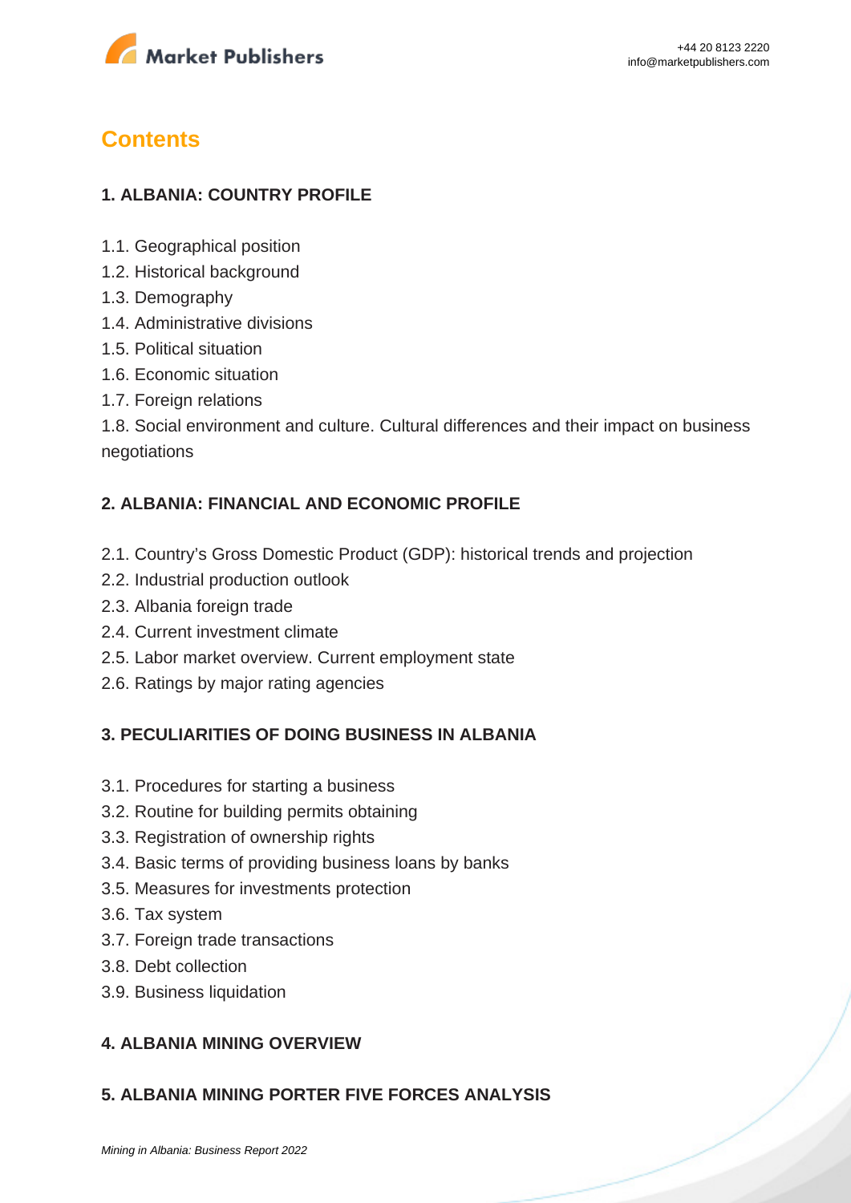## Contents

### 1. ALBANIA: COUNTRY PROFILE

1.1. Geographical position
1.2. Historical background
1.3. Demography
1.4. Administrative divisions
1.5. Political situation
1.6. Economic situation
1.7. Foreign relations
1.8. Social environment and culture. Cultural differences and their impact on business negotiations

### 2. ALBANIA: FINANCIAL AND ECONOMIC PROFILE

2.1. Country's Gross Domestic Product (GDP): historical trends and projection
2.2. Industrial production outlook
2.3. Albania foreign trade
2.4. Current investment climate
2.5. Labor market overview. Current employment state
2.6. Ratings by major rating agencies

### 3. PECULIARITIES OF DOING BUSINESS IN ALBANIA

3.1. Procedures for starting a business
3.2. Routine for building permits obtaining
3.3. Registration of ownership rights
3.4. Basic terms of providing business loans by banks
3.5. Measures for investments protection
3.6. Tax system
3.7. Foreign trade transactions
3.8. Debt collection
3.9. Business liquidation

### 4. ALBANIA MINING OVERVIEW

### 5. ALBANIA MINING PORTER FIVE FORCES ANALYSIS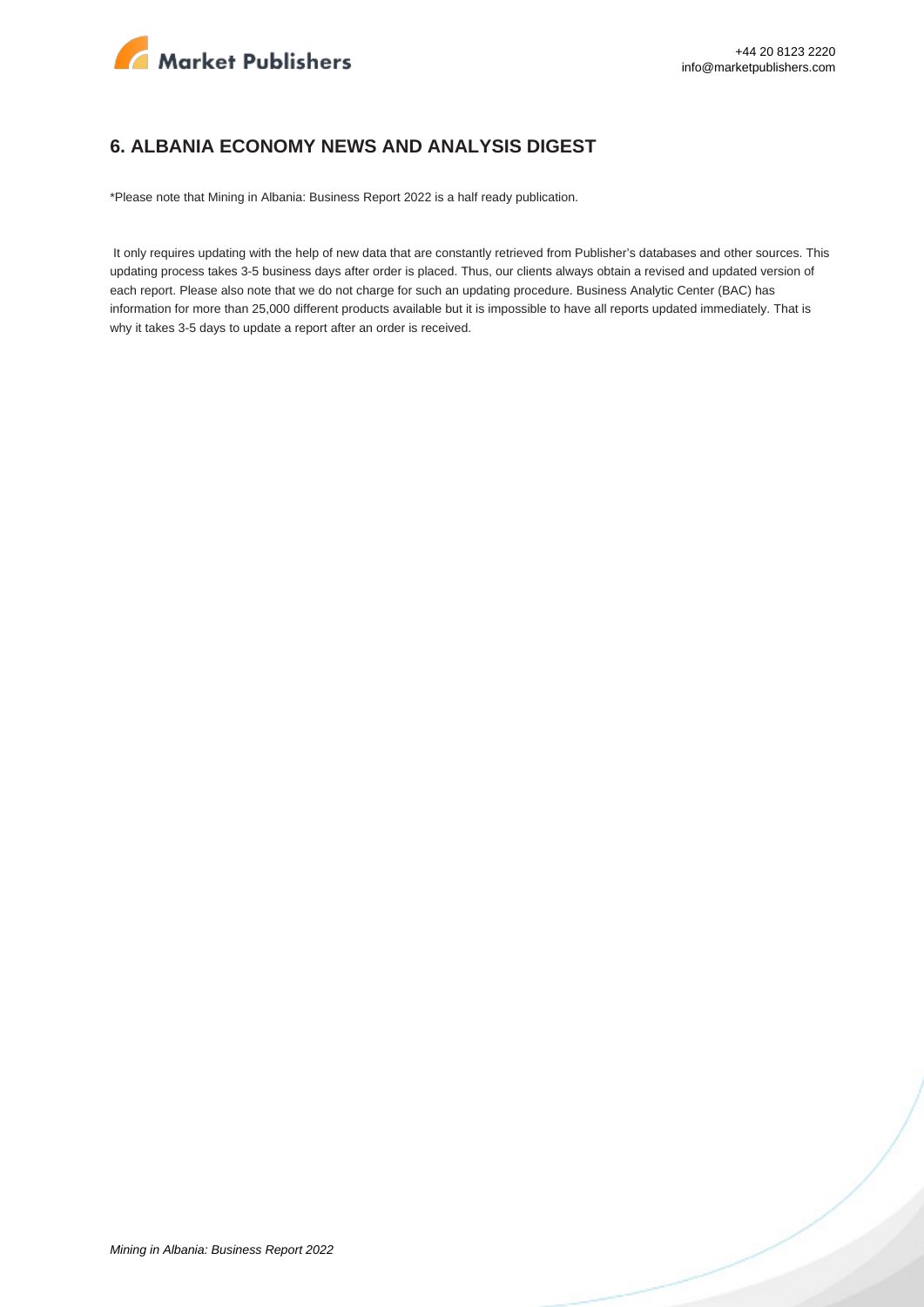## 6. ALBANIA ECONOMY NEWS AND ANALYSIS DIGEST

*Please note that Mining in Albania: Business Report 2022 is a half ready publication.

It only requires updating with the help of new data that are constantly retrieved from Publisher's databases and other sources. This updating process takes 3-5 business days after order is placed. Thus, our clients always obtain a revised and updated version of each report. Please also note that we do not charge for such an updating procedure. Business Analytic Center (BAC) has information for more than 25,000 different products available but it is impossible to have all reports updated immediately. That is why it takes 3-5 days to update a report after an order is received.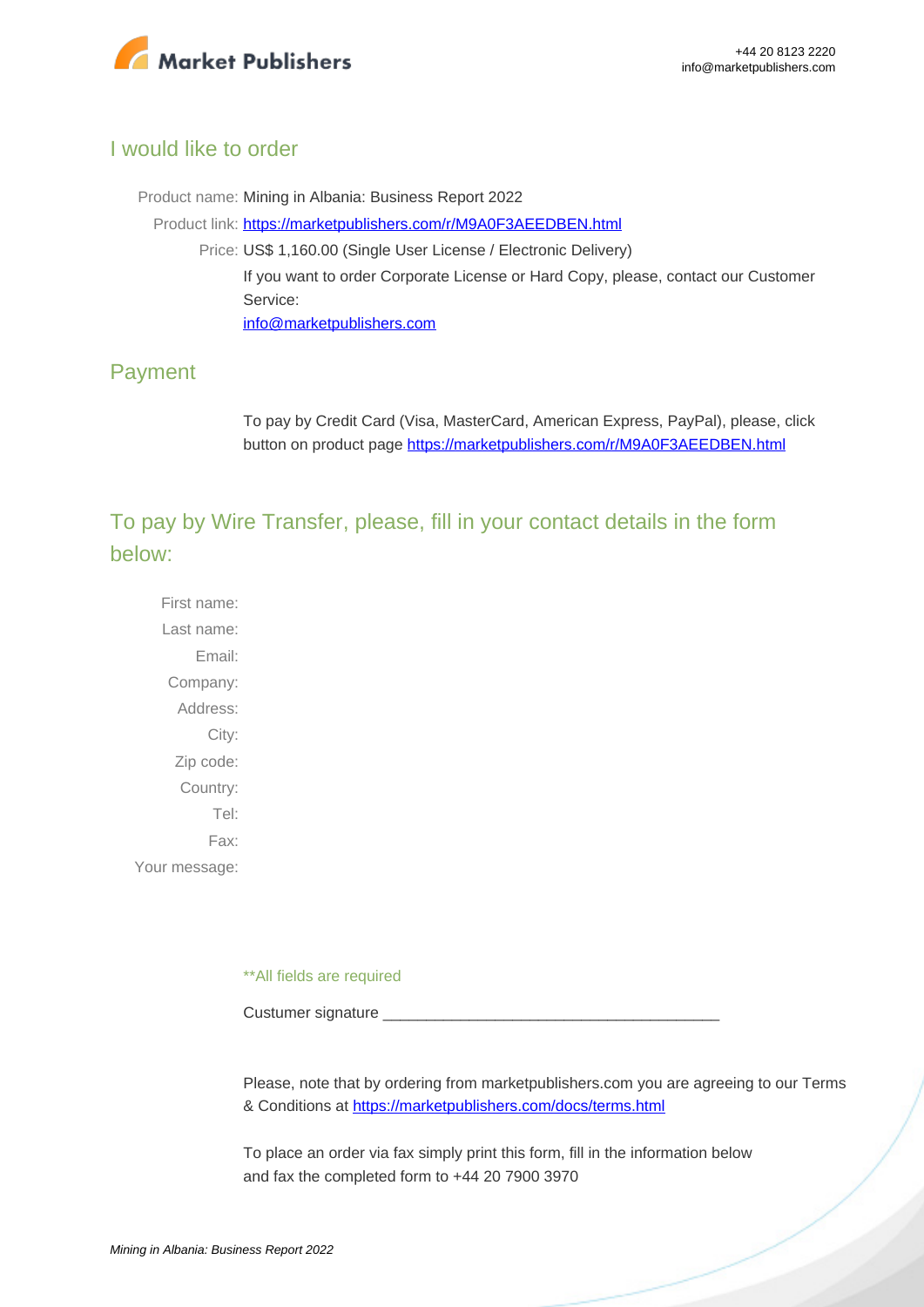## I would like to order

Product name: Mining in Albania: Business Report 2022

Product link: [https://marketpublishers.com/r/M9A0F3AEEDBEN.html](https://marketpublishers.com/r/M9A0F3AEEDBEN.html)

Price: US$ 1,160.00 (Single User License / Electronic Delivery)

If you want to order Corporate License or Hard Copy, please, contact our Customer Service:

[info@marketpublishers.com](mailto:info@marketpublishers.com)

## Payment

To pay by Credit Card (Visa, MasterCard, American Express, PayPal), please, click button on product page [https://marketpublishers.com/r/M9A0F3AEEDBEN.html](https://marketpublishers.com/r/M9A0F3AEEDBEN.html)

## To pay by Wire Transfer, please, fill in your contact details in the form below:

First name:

Last name:

Email:

Company:

Address:

City:

Zip code:

Country:

Tel:

Fax:

Your message:

**All fields are required

Custumer signature _______________________________________

Please, note that by ordering from marketpublishers.com you are agreeing to our Terms & Conditions at [https://marketpublishers.com/docs/terms.html](https://marketpublishers.com/docs/terms.html)

To place an order via fax simply print this form, fill in the information below and fax the completed form to +44 20 7900 3970